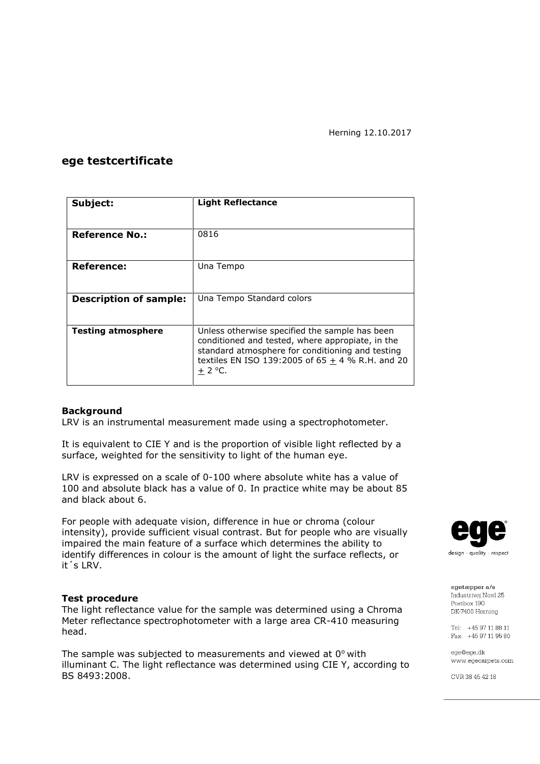Herning 12.10.2017

# ege testcertificate

| **Subject:** | **Light Reflectance** |
|---|---|
| **Reference No.:** | 0816 |
| **Reference:** | Una Tempo |
| **Description of sample:** | Una Tempo Standard colors |
| **Testing atmosphere** | Unless otherwise specified the sample has been conditioned and tested, where appropiate, in the standard atmosphere for conditioning and testing textiles EN ISO 139:2005 of 65 ± 4 % R.H. and 20 ± 2 °C. |

**Background**

LRV is an instrumental measurement made using a spectrophotometer.

It is equivalent to CIE Y and is the proportion of visible light reflected by a surface, weighted for the sensitivity to light of the human eye.

LRV is expressed on a scale of 0-100 where absolute white has a value of 100 and absolute black has a value of 0. In practice white may be about 85 and black about 6.

For people with adequate vision, difference in hue or chroma (colour intensity), provide sufficient visual contrast. But for people who are visually impaired the main feature of a surface which determines the ability to identify differences in colour is the amount of light the surface reflects, or it´s LRV.

**Test procedure**

The light reflectance value for the sample was determined using a Chroma Meter reflectance spectrophotometer with a large area CR-410 measuring head.

The sample was subjected to measurements and viewed at 0° with illuminant C. The light reflectance was determined using CIE Y, according to BS 8493:2008.

ege
design · quality · respect

egetæpper a/s
Industrivej Nord 25
Postbox 190
DK-7400 Herning

Tel: +45 97 11 88 11
Fax: +45 97 11 95 80

ege@ege.dk
www.egecarpets.com

CVR 38 45 42 18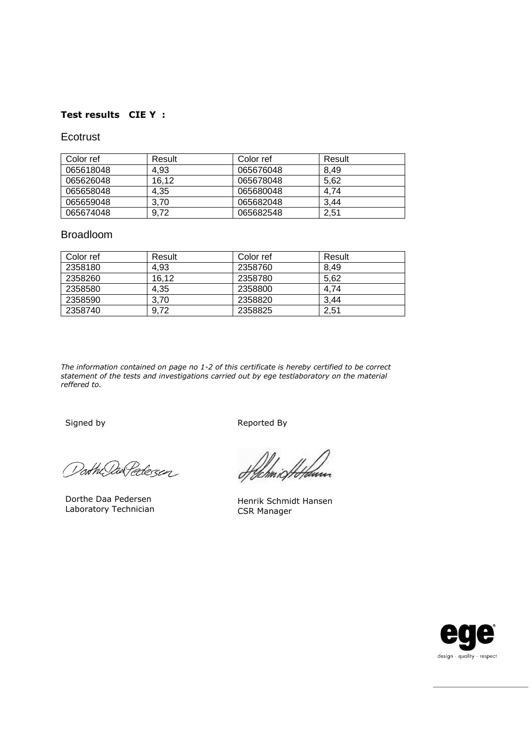**Test results CIE Y :**

## Ecotrust

| Color ref | Result | Color ref | Result |
| --- | --- | --- | --- |
| 065618048 | 4,93 | 065676048 | 8,49 |
| 065626048 | 16,12 | 065678048 | 5,62 |
| 065658048 | 4,35 | 065680048 | 4,74 |
| 065659048 | 3,70 | 065682048 | 3,44 |
| 065674048 | 9,72 | 065682548 | 2,51 |

## Broadloom

| Color ref | Result | Color ref | Result |
| --- | --- | --- | --- |
| 2358180 | 4,93 | 2358760 | 8,49 |
| 2358260 | 16,12 | 2358780 | 5,62 |
| 2358580 | 4,35 | 2358800 | 4,74 |
| 2358590 | 3,70 | 2358820 | 3,44 |
| 2358740 | 9,72 | 2358825 | 2,51 |

*The information contained on page no 1-2 of this certificate is hereby certified to be correct statement of the tests and investigations carried out by ege testlaboratory on the material reffered to.*

Signed by

Dorthe Daa Pedersen
Laboratory Technician

Reported By

Henrik Schmidt Hansen
CSR Manager

ege
design · quality · respect